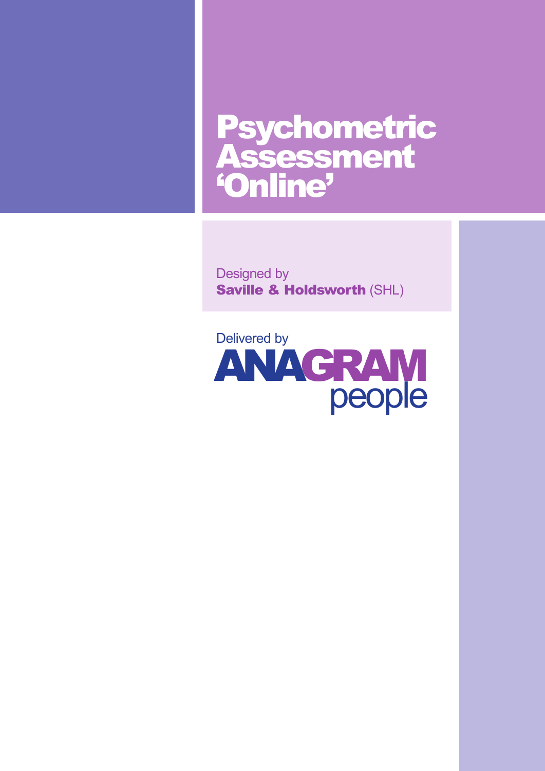# Psychometric Assessment 'Online'

Designed by
**Saville & Holdsworth** (SHL)

Delivered by
**ANAGRAM** people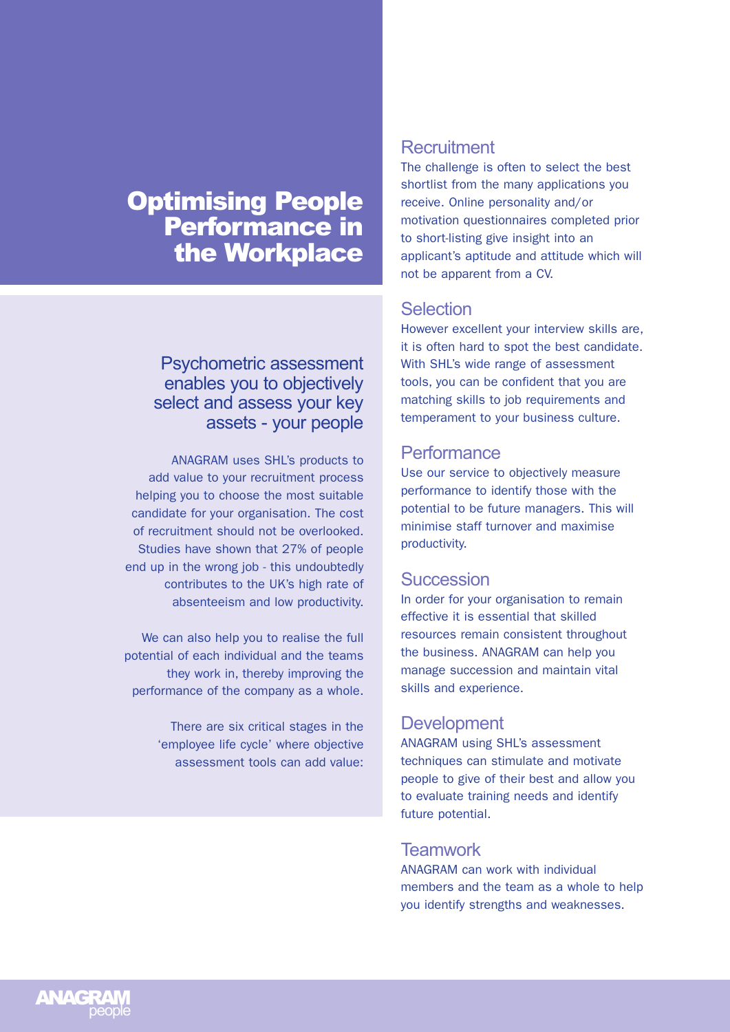# Optimising People Performance in the Workplace

## Psychometric assessment enables you to objectively select and assess your key assets - your people

ANAGRAM uses SHL's products to add value to your recruitment process helping you to choose the most suitable candidate for your organisation. The cost of recruitment should not be overlooked. Studies have shown that 27% of people end up in the wrong job - this undoubtedly contributes to the UK's high rate of absenteeism and low productivity.

We can also help you to realise the full potential of each individual and the teams they work in, thereby improving the performance of the company as a whole.

There are six critical stages in the 'employee life cycle' where objective assessment tools can add value:

### Recruitment

The challenge is often to select the best shortlist from the many applications you receive. Online personality and/or motivation questionnaires completed prior to short-listing give insight into an applicant's aptitude and attitude which will not be apparent from a CV.

### Selection

However excellent your interview skills are, it is often hard to spot the best candidate. With SHL's wide range of assessment tools, you can be confident that you are matching skills to job requirements and temperament to your business culture.

### Performance

Use our service to objectively measure performance to identify those with the potential to be future managers. This will minimise staff turnover and maximise productivity.

### Succession

In order for your organisation to remain effective it is essential that skilled resources remain consistent throughout the business. ANAGRAM can help you manage succession and maintain vital skills and experience.

### Development

ANAGRAM using SHL's assessment techniques can stimulate and motivate people to give of their best and allow you to evaluate training needs and identify future potential.

### Teamwork

ANAGRAM can work with individual members and the team as a whole to help you identify strengths and weaknesses.

ANAGRAM people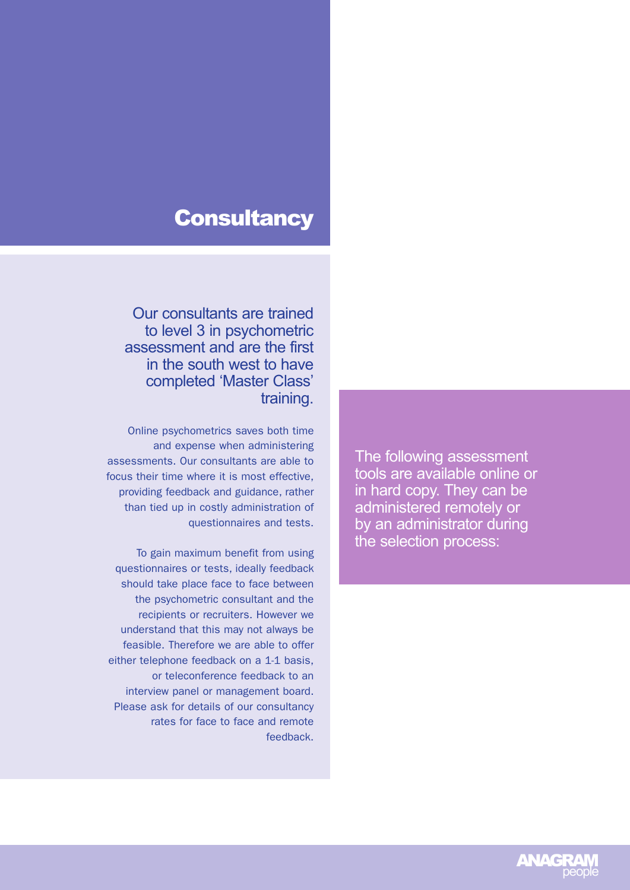# Consultancy

Our consultants are trained to level 3 in psychometric assessment and are the first in the south west to have completed 'Master Class' training.

Online psychometrics saves both time and expense when administering assessments. Our consultants are able to focus their time where it is most effective, providing feedback and guidance, rather than tied up in costly administration of questionnaires and tests.

To gain maximum benefit from using questionnaires or tests, ideally feedback should take place face to face between the psychometric consultant and the recipients or recruiters. However we understand that this may not always be feasible. Therefore we are able to offer either telephone feedback on a 1-1 basis, or teleconference feedback to an interview panel or management board. Please ask for details of our consultancy rates for face to face and remote feedback.

The following assessment tools are available online or in hard copy. They can be administered remotely or by an administrator during the selection process: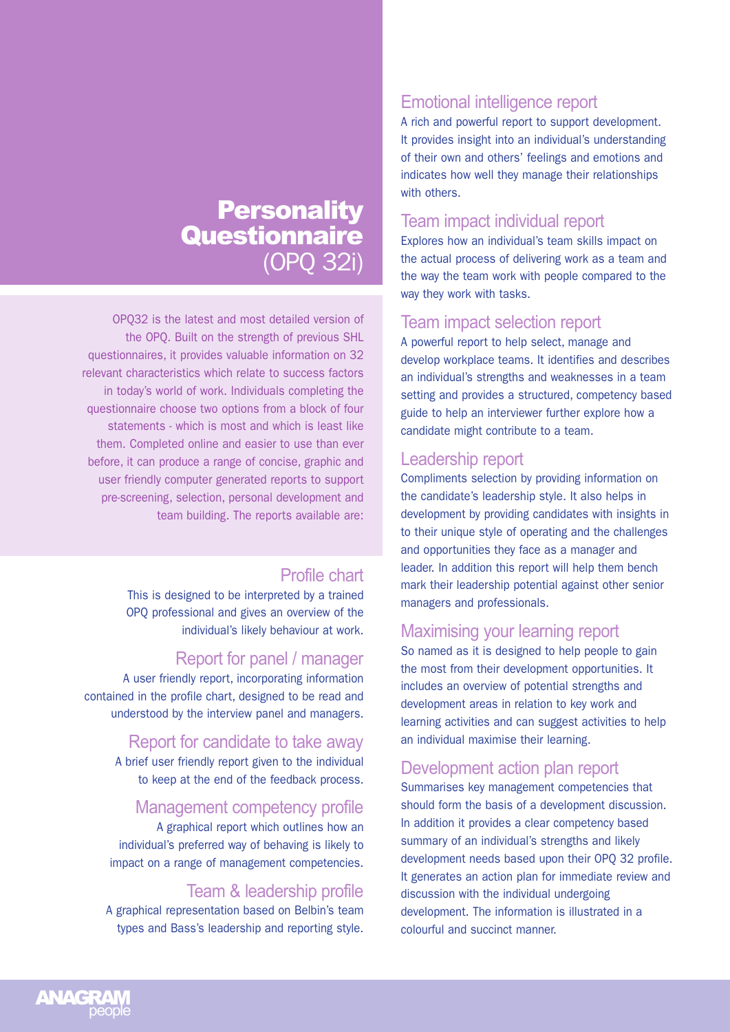# Personality Questionnaire (OPQ 32i)

OPQ32 is the latest and most detailed version of the OPQ. Built on the strength of previous SHL questionnaires, it provides valuable information on 32 relevant characteristics which relate to success factors in today's world of work. Individuals completing the questionnaire choose two options from a block of four statements - which is most and which is least like them. Completed online and easier to use than ever before, it can produce a range of concise, graphic and user friendly computer generated reports to support pre-screening, selection, personal development and team building. The reports available are:

## Profile chart

This is designed to be interpreted by a trained OPQ professional and gives an overview of the individual's likely behaviour at work.

## Report for panel / manager

A user friendly report, incorporating information contained in the profile chart, designed to be read and understood by the interview panel and managers.

## Report for candidate to take away

A brief user friendly report given to the individual to keep at the end of the feedback process.

## Management competency profile

A graphical report which outlines how an individual's preferred way of behaving is likely to impact on a range of management competencies.

## Team & leadership profile

A graphical representation based on Belbin's team types and Bass's leadership and reporting style.

## Emotional intelligence report

A rich and powerful report to support development. It provides insight into an individual's understanding of their own and others' feelings and emotions and indicates how well they manage their relationships with others.

## Team impact individual report

Explores how an individual's team skills impact on the actual process of delivering work as a team and the way the team work with people compared to the way they work with tasks.

## Team impact selection report

A powerful report to help select, manage and develop workplace teams. It identifies and describes an individual's strengths and weaknesses in a team setting and provides a structured, competency based guide to help an interviewer further explore how a candidate might contribute to a team.

## Leadership report

Compliments selection by providing information on the candidate's leadership style. It also helps in development by providing candidates with insights in to their unique style of operating and the challenges and opportunities they face as a manager and leader. In addition this report will help them bench mark their leadership potential against other senior managers and professionals.

## Maximising your learning report

So named as it is designed to help people to gain the most from their development opportunities. It includes an overview of potential strengths and development areas in relation to key work and learning activities and can suggest activities to help an individual maximise their learning.

## Development action plan report

Summarises key management competencies that should form the basis of a development discussion. In addition it provides a clear competency based summary of an individual's strengths and likely development needs based upon their OPQ 32 profile. It generates an action plan for immediate review and discussion with the individual undergoing development. The information is illustrated in a colourful and succinct manner.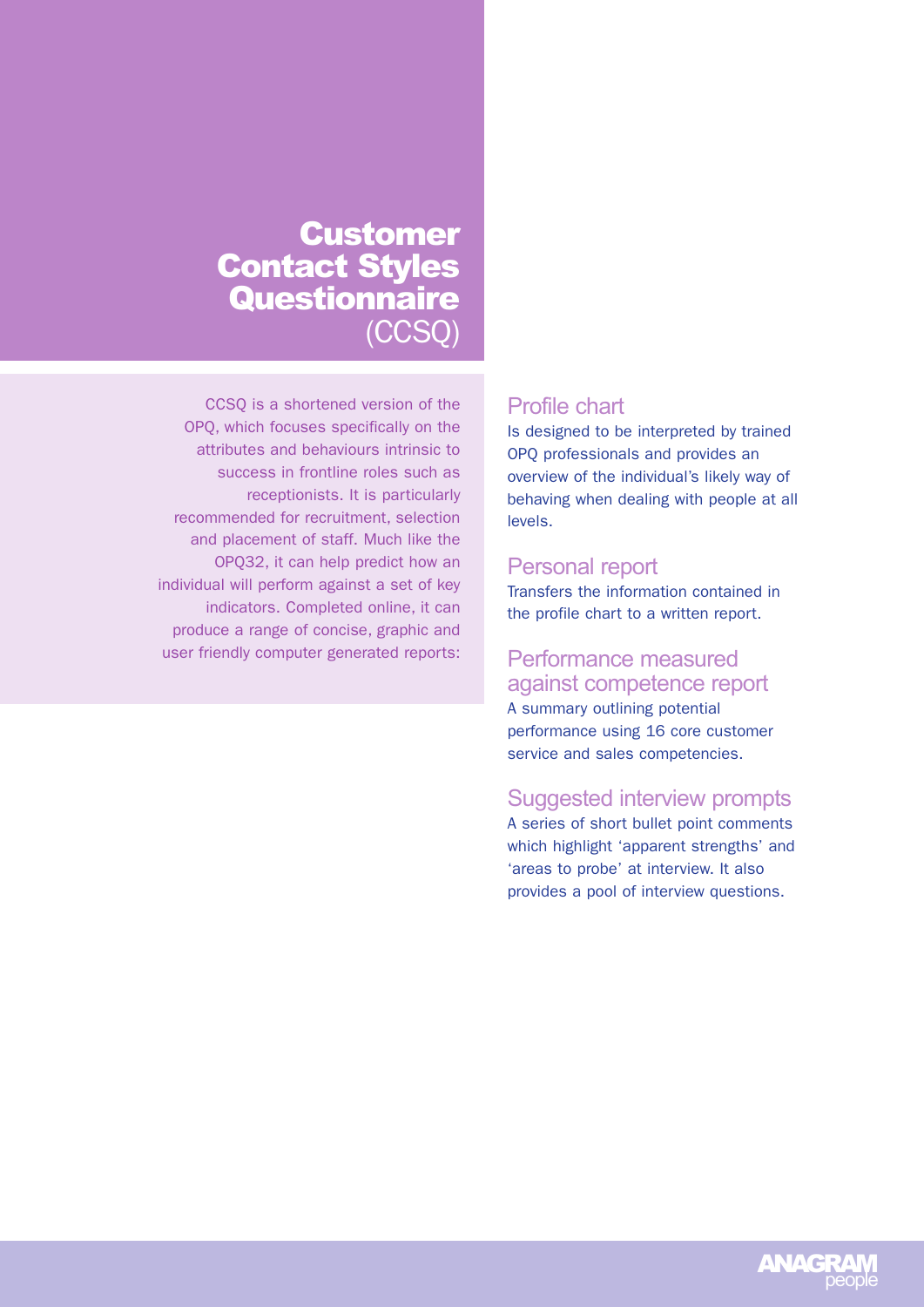# Customer Contact Styles Questionnaire (CCSQ)

CCSQ is a shortened version of the OPQ, which focuses specifically on the attributes and behaviours intrinsic to success in frontline roles such as receptionists. It is particularly recommended for recruitment, selection and placement of staff. Much like the OPQ32, it can help predict how an individual will perform against a set of key indicators. Completed online, it can produce a range of concise, graphic and user friendly computer generated reports:

## Profile chart

Is designed to be interpreted by trained OPQ professionals and provides an overview of the individual's likely way of behaving when dealing with people at all levels.

## Personal report

Transfers the information contained in the profile chart to a written report.

## Performance measured against competence report

A summary outlining potential performance using 16 core customer service and sales competencies.

## Suggested interview prompts

A series of short bullet point comments which highlight 'apparent strengths' and 'areas to probe' at interview. It also provides a pool of interview questions.

ANAGRAM people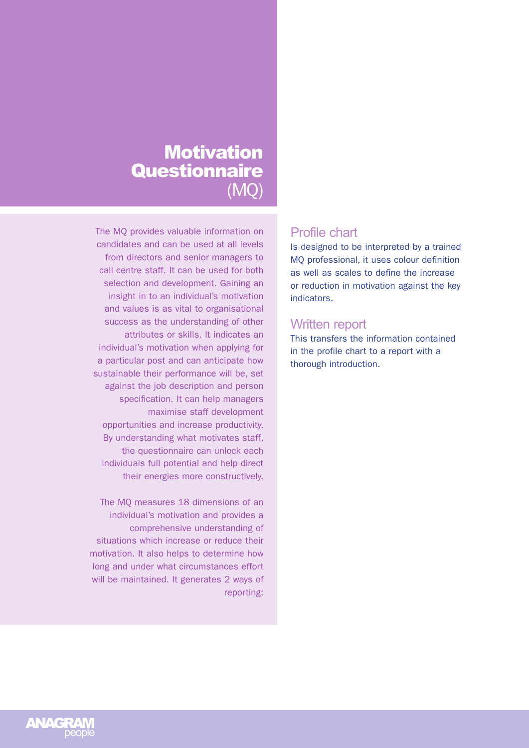# Motivation Questionnaire (MQ)

The MQ provides valuable information on candidates and can be used at all levels from directors and senior managers to call centre staff. It can be used for both selection and development. Gaining an insight in to an individual's motivation and values is as vital to organisational success as the understanding of other attributes or skills. It indicates an individual's motivation when applying for a particular post and can anticipate how sustainable their performance will be, set against the job description and person specification. It can help managers maximise staff development opportunities and increase productivity. By understanding what motivates staff, the questionnaire can unlock each individuals full potential and help direct their energies more constructively.

The MQ measures 18 dimensions of an individual's motivation and provides a comprehensive understanding of situations which increase or reduce their motivation. It also helps to determine how long and under what circumstances effort will be maintained. It generates 2 ways of reporting:

## Profile chart

Is designed to be interpreted by a trained MQ professional, it uses colour definition as well as scales to define the increase or reduction in motivation against the key indicators.

## Written report

This transfers the information contained in the profile chart to a report with a thorough introduction.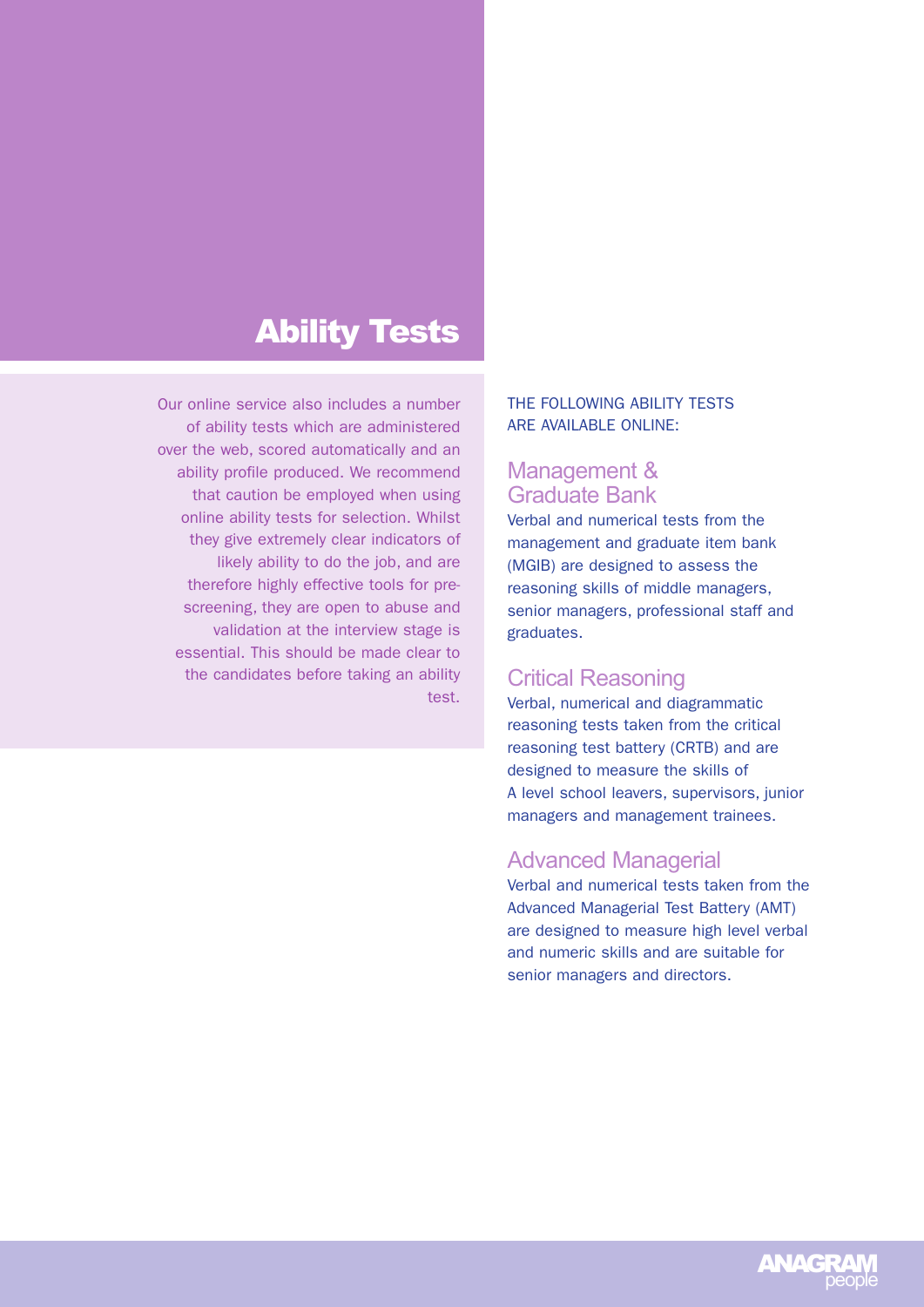# Ability Tests

Our online service also includes a number of ability tests which are administered over the web, scored automatically and an ability profile produced. We recommend that caution be employed when using online ability tests for selection. Whilst they give extremely clear indicators of likely ability to do the job, and are therefore highly effective tools for pre-screening, they are open to abuse and validation at the interview stage is essential. This should be made clear to the candidates before taking an ability test.

THE FOLLOWING ABILITY TESTS ARE AVAILABLE ONLINE:

## Management & Graduate Bank

Verbal and numerical tests from the management and graduate item bank (MGIB) are designed to assess the reasoning skills of middle managers, senior managers, professional staff and graduates.

## Critical Reasoning

Verbal, numerical and diagrammatic reasoning tests taken from the critical reasoning test battery (CRTB) and are designed to measure the skills of A level school leavers, supervisors, junior managers and management trainees.

## Advanced Managerial

Verbal and numerical tests taken from the Advanced Managerial Test Battery (AMT) are designed to measure high level verbal and numeric skills and are suitable for senior managers and directors.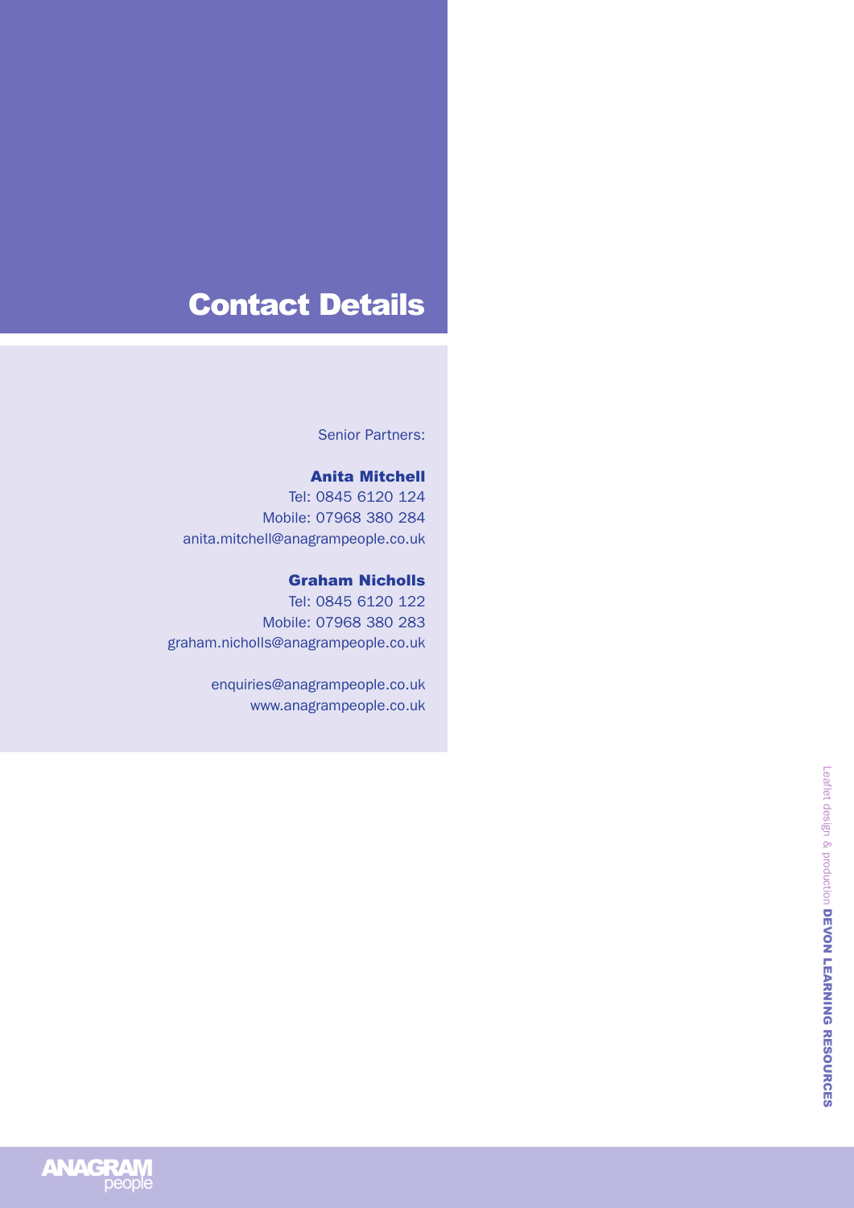# Contact Details

Senior Partners:

**Anita Mitchell**
Tel: 0845 6120 124
Mobile: 07968 380 284
anita.mitchell@anagrampeople.co.uk

**Graham Nicholls**
Tel: 0845 6120 122
Mobile: 07968 380 283
graham.nicholls@anagrampeople.co.uk

enquiries@anagrampeople.co.uk
www.anagrampeople.co.uk

Leaflet design & production **DEVON LEARNING RESOURCES**

ANAGRAM people